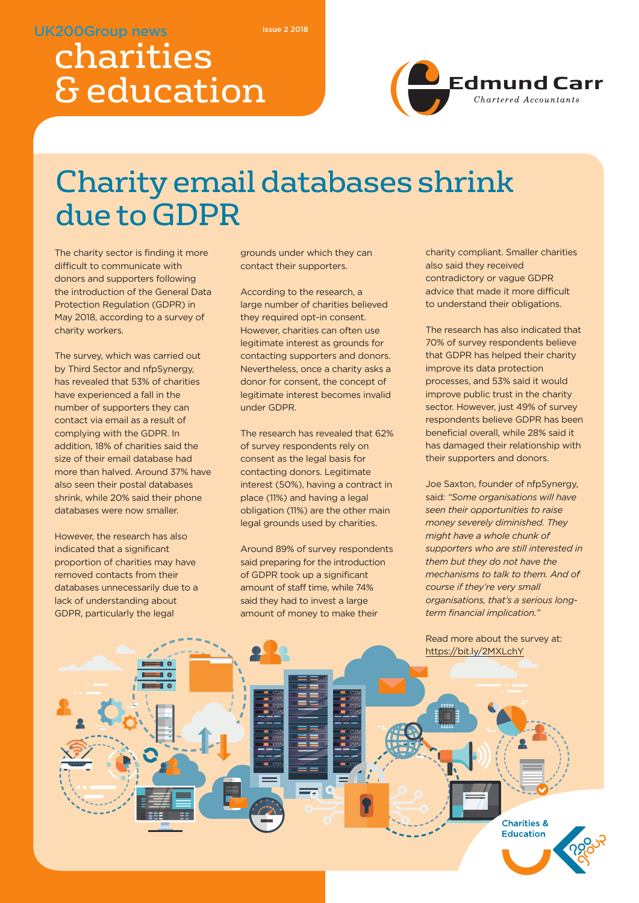UK200Group news

issue 2 2018

# charities & education

Edmund Carr
Chartered Accountants

## Charity email databases shrink due to GDPR

The charity sector is finding it more difficult to communicate with donors and supporters following the introduction of the General Data Protection Regulation (GDPR) in May 2018, according to a survey of charity workers.

The survey, which was carried out by Third Sector and nfpSynergy, has revealed that 53% of charities have experienced a fall in the number of supporters they can contact via email as a result of complying with the GDPR. In addition, 18% of charities said the size of their email database had more than halved. Around 37% have also seen their postal databases shrink, while 20% said their phone databases were now smaller.

However, the research has also indicated that a significant proportion of charities may have removed contacts from their databases unnecessarily due to a lack of understanding about GDPR, particularly the legal grounds under which they can contact their supporters.

According to the research, a large number of charities believed they required opt-in consent. However, charities can often use legitimate interest as grounds for contacting supporters and donors. Nevertheless, once a charity asks a donor for consent, the concept of legitimate interest becomes invalid under GDPR.

The research has revealed that 62% of survey respondents rely on consent as the legal basis for contacting donors. Legitimate interest (50%), having a contract in place (11%) and having a legal obligation (11%) are the other main legal grounds used by charities.

Around 89% of survey respondents said preparing for the introduction of GDPR took up a significant amount of staff time, while 74% said they had to invest a large amount of money to make their charity compliant. Smaller charities also said they received contradictory or vague GDPR advice that made it more difficult to understand their obligations.

The research has also indicated that 70% of survey respondents believe that GDPR has helped their charity improve its data protection processes, and 53% said it would improve public trust in the charity sector. However, just 49% of survey respondents believe GDPR has been beneficial overall, while 28% said it has damaged their relationship with their supporters and donors.

Joe Saxton, founder of nfpSynergy, said: *"Some organisations will have seen their opportunities to raise money severely diminished. They might have a whole chunk of supporters who are still interested in them but they do not have the mechanisms to talk to them. And of course if they're very small organisations, that's a serious long-term financial implication."*

Read more about the survey at: https://bit.ly/2MXLchY

Charities & Education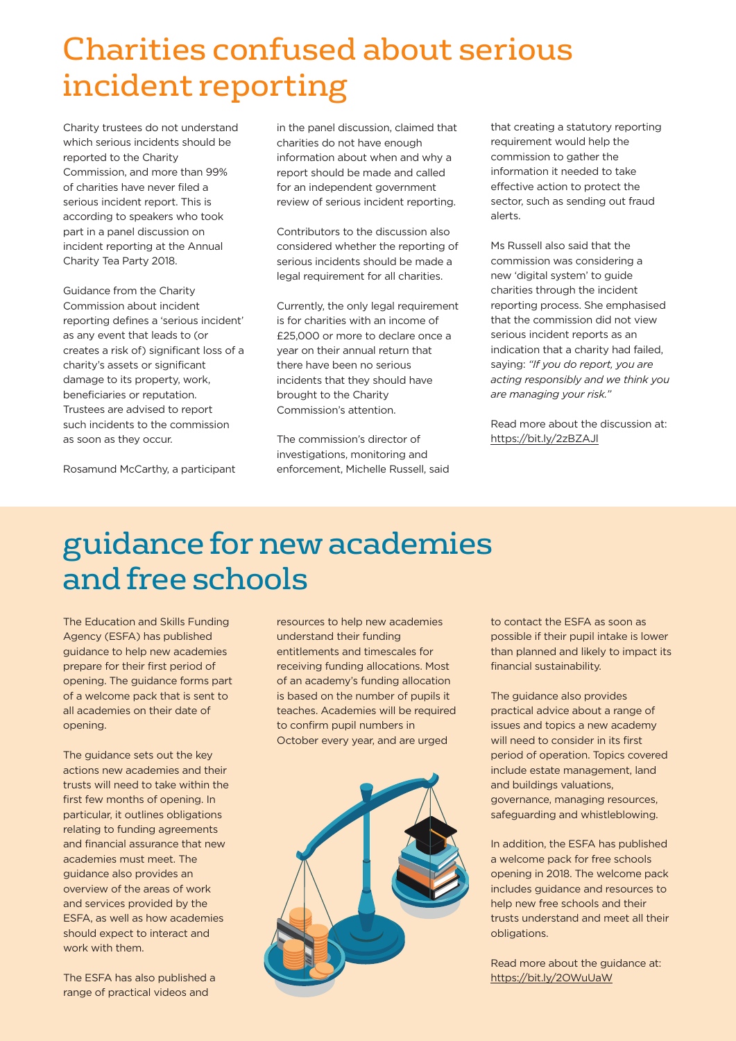# Charities confused about serious incident reporting

Charity trustees do not understand which serious incidents should be reported to the Charity Commission, and more than 99% of charities have never filed a serious incident report. This is according to speakers who took part in a panel discussion on incident reporting at the Annual Charity Tea Party 2018.

Guidance from the Charity Commission about incident reporting defines a 'serious incident' as any event that leads to (or creates a risk of) significant loss of a charity's assets or significant damage to its property, work, beneficiaries or reputation. Trustees are advised to report such incidents to the commission as soon as they occur.

Rosamund McCarthy, a participant in the panel discussion, claimed that charities do not have enough information about when and why a report should be made and called for an independent government review of serious incident reporting.

Contributors to the discussion also considered whether the reporting of serious incidents should be made a legal requirement for all charities.

Currently, the only legal requirement is for charities with an income of £25,000 or more to declare once a year on their annual return that there have been no serious incidents that they should have brought to the Charity Commission's attention.

The commission's director of investigations, monitoring and enforcement, Michelle Russell, said that creating a statutory reporting requirement would help the commission to gather the information it needed to take effective action to protect the sector, such as sending out fraud alerts.

Ms Russell also said that the commission was considering a new 'digital system' to guide charities through the incident reporting process. She emphasised that the commission did not view serious incident reports as an indication that a charity had failed, saying: *"If you do report, you are acting responsibly and we think you are managing your risk."*

Read more about the discussion at: https://bit.ly/2zBZAJl

# guidance for new academies and free schools

The Education and Skills Funding Agency (ESFA) has published guidance to help new academies prepare for their first period of opening. The guidance forms part of a welcome pack that is sent to all academies on their date of opening.

The guidance sets out the key actions new academies and their trusts will need to take within the first few months of opening. In particular, it outlines obligations relating to funding agreements and financial assurance that new academies must meet. The guidance also provides an overview of the areas of work and services provided by the ESFA, as well as how academies should expect to interact and work with them.

The ESFA has also published a range of practical videos and resources to help new academies understand their funding entitlements and timescales for receiving funding allocations. Most of an academy's funding allocation is based on the number of pupils it teaches. Academies will be required to confirm pupil numbers in October every year, and are urged to contact the ESFA as soon as possible if their pupil intake is lower than planned and likely to impact its financial sustainability.

The guidance also provides practical advice about a range of issues and topics a new academy will need to consider in its first period of operation. Topics covered include estate management, land and buildings valuations, governance, managing resources, safeguarding and whistleblowing.

In addition, the ESFA has published a welcome pack for free schools opening in 2018. The welcome pack includes guidance and resources to help new free schools and their trusts understand and meet all their obligations.

Read more about the guidance at: https://bit.ly/2OWuUaW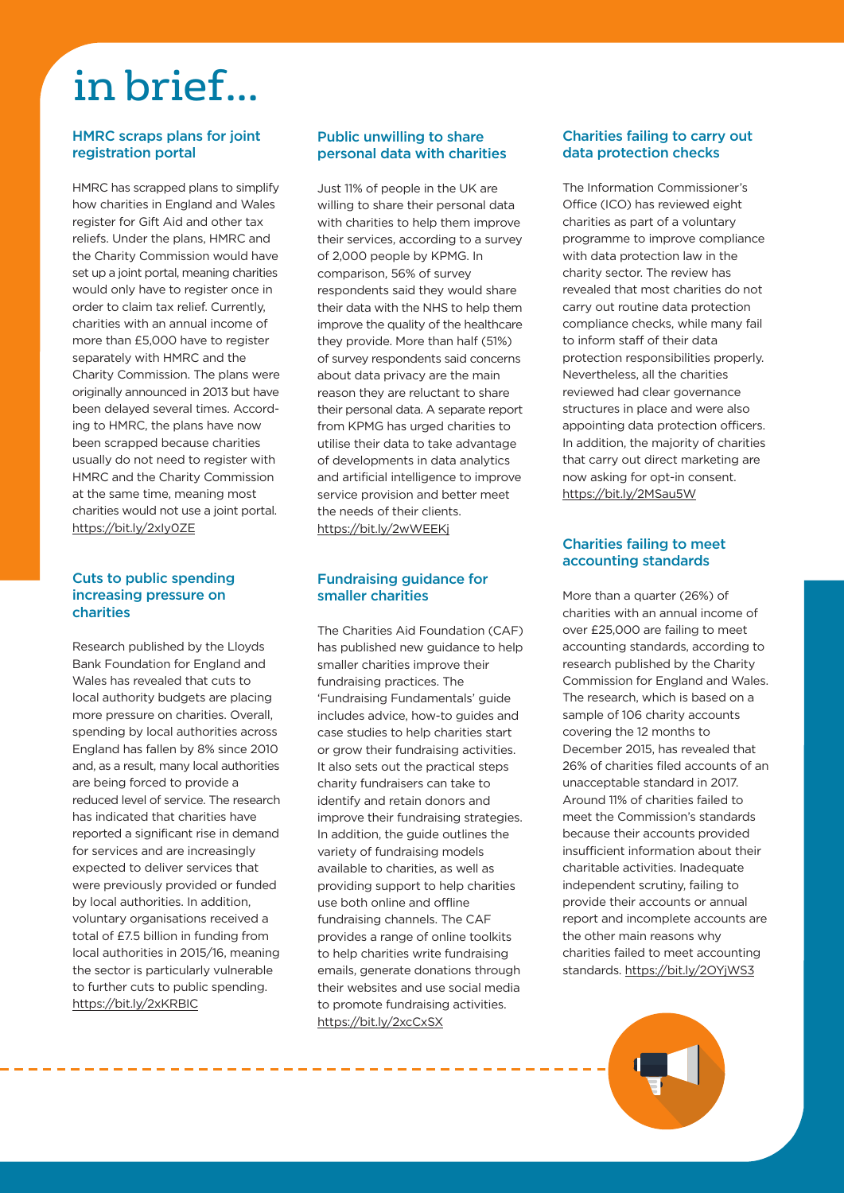# in brief...

## HMRC scraps plans for joint registration portal

HMRC has scrapped plans to simplify how charities in England and Wales register for Gift Aid and other tax reliefs. Under the plans, HMRC and the Charity Commission would have set up a joint portal, meaning charities would only have to register once in order to claim tax relief. Currently, charities with an annual income of more than £5,000 have to register separately with HMRC and the Charity Commission. The plans were originally announced in 2013 but have been delayed several times. According to HMRC, the plans have now been scrapped because charities usually do not need to register with HMRC and the Charity Commission at the same time, meaning most charities would not use a joint portal. https://bit.ly/2xly0ZE

## Cuts to public spending increasing pressure on charities

Research published by the Lloyds Bank Foundation for England and Wales has revealed that cuts to local authority budgets are placing more pressure on charities. Overall, spending by local authorities across England has fallen by 8% since 2010 and, as a result, many local authorities are being forced to provide a reduced level of service. The research has indicated that charities have reported a significant rise in demand for services and are increasingly expected to deliver services that were previously provided or funded by local authorities. In addition, voluntary organisations received a total of £7.5 billion in funding from local authorities in 2015/16, meaning the sector is particularly vulnerable to further cuts to public spending. https://bit.ly/2xKRBIC

## Public unwilling to share personal data with charities

Just 11% of people in the UK are willing to share their personal data with charities to help them improve their services, according to a survey of 2,000 people by KPMG. In comparison, 56% of survey respondents said they would share their data with the NHS to help them improve the quality of the healthcare they provide. More than half (51%) of survey respondents said concerns about data privacy are the main reason they are reluctant to share their personal data. A separate report from KPMG has urged charities to utilise their data to take advantage of developments in data analytics and artificial intelligence to improve service provision and better meet the needs of their clients. https://bit.ly/2wWEEKj

## Fundraising guidance for smaller charities

The Charities Aid Foundation (CAF) has published new guidance to help smaller charities improve their fundraising practices. The 'Fundraising Fundamentals' guide includes advice, how-to guides and case studies to help charities start or grow their fundraising activities. It also sets out the practical steps charity fundraisers can take to identify and retain donors and improve their fundraising strategies. In addition, the guide outlines the variety of fundraising models available to charities, as well as providing support to help charities use both online and offline fundraising channels. The CAF provides a range of online toolkits to help charities write fundraising emails, generate donations through their websites and use social media to promote fundraising activities. https://bit.ly/2xcCxSX

## Charities failing to carry out data protection checks

The Information Commissioner's Office (ICO) has reviewed eight charities as part of a voluntary programme to improve compliance with data protection law in the charity sector. The review has revealed that most charities do not carry out routine data protection compliance checks, while many fail to inform staff of their data protection responsibilities properly. Nevertheless, all the charities reviewed had clear governance structures in place and were also appointing data protection officers. In addition, the majority of charities that carry out direct marketing are now asking for opt-in consent. https://bit.ly/2MSau5W

## Charities failing to meet accounting standards

More than a quarter (26%) of charities with an annual income of over £25,000 are failing to meet accounting standards, according to research published by the Charity Commission for England and Wales. The research, which is based on a sample of 106 charity accounts covering the 12 months to December 2015, has revealed that 26% of charities filed accounts of an unacceptable standard in 2017. Around 11% of charities failed to meet the Commission's standards because their accounts provided insufficient information about their charitable activities. Inadequate independent scrutiny, failing to provide their accounts or annual report and incomplete accounts are the other main reasons why charities failed to meet accounting standards. https://bit.ly/2OYjWS3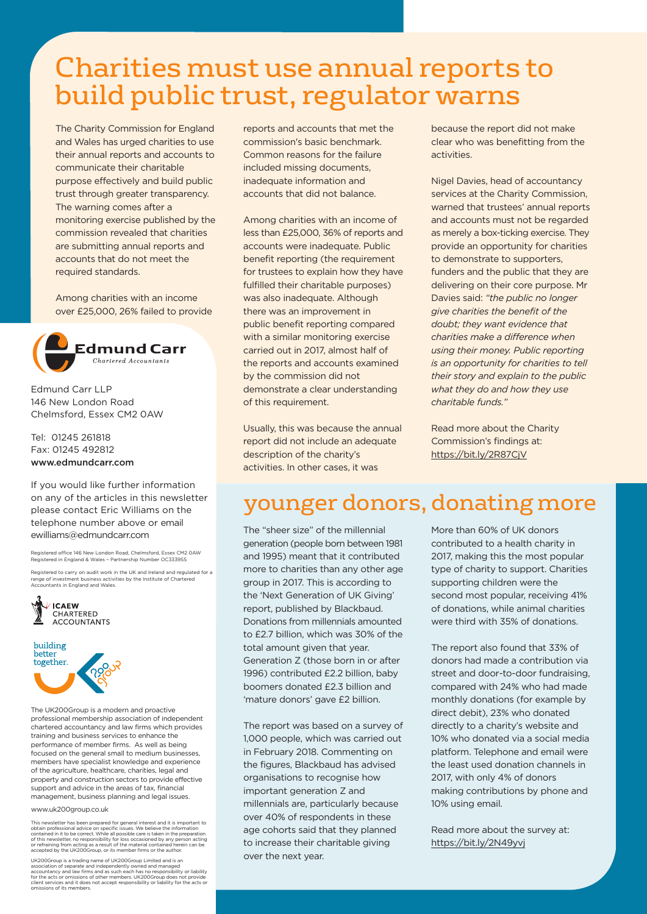# Charities must use annual reports to build public trust, regulator warns

The Charity Commission for England and Wales has urged charities to use their annual reports and accounts to communicate their charitable purpose effectively and build public trust through greater transparency. The warning comes after a monitoring exercise published by the commission revealed that charities are submitting annual reports and accounts that do not meet the required standards.

Among charities with an income over £25,000, 26% failed to provide reports and accounts that met the commission's basic benchmark. Common reasons for the failure included missing documents, inadequate information and accounts that did not balance.

Among charities with an income of less than £25,000, 36% of reports and accounts were inadequate. Public benefit reporting (the requirement for trustees to explain how they have fulfilled their charitable purposes) was also inadequate. Although there was an improvement in public benefit reporting compared with a similar monitoring exercise carried out in 2017, almost half of the reports and accounts examined by the commission did not demonstrate a clear understanding of this requirement.

Usually, this was because the annual report did not include an adequate description of the charity's activities. In other cases, it was because the report did not make clear who was benefitting from the activities.

Nigel Davies, head of accountancy services at the Charity Commission, warned that trustees' annual reports and accounts must not be regarded as merely a box-ticking exercise. They provide an opportunity for charities to demonstrate to supporters, funders and the public that they are delivering on their core purpose. Mr Davies said: *"the public no longer give charities the benefit of the doubt; they want evidence that charities make a difference when using their money. Public reporting is an opportunity for charities to tell their story and explain to the public what they do and how they use charitable funds."*

Read more about the Charity Commission's findings at: https://bit.ly/2R87CjV

# younger donors, donating more

The "sheer size" of the millennial generation (people born between 1981 and 1995) meant that it contributed more to charities than any other age group in 2017. This is according to the 'Next Generation of UK Giving' report, published by Blackbaud. Donations from millennials amounted to £2.7 billion, which was 30% of the total amount given that year. Generation Z (those born in or after 1996) contributed £2.2 billion, baby boomers donated £2.3 billion and 'mature donors' gave £2 billion.

The report was based on a survey of 1,000 people, which was carried out in February 2018. Commenting on the figures, Blackbaud has advised organisations to recognise how important generation Z and millennials are, particularly because over 40% of respondents in these age cohorts said that they planned to increase their charitable giving over the next year.

More than 60% of UK donors contributed to a health charity in 2017, making this the most popular type of charity to support. Charities supporting children were the second most popular, receiving 41% of donations, while animal charities were third with 35% of donations.

The report also found that 33% of donors had made a contribution via street and door-to-door fundraising, compared with 24% who had made monthly donations (for example by direct debit), 23% who donated directly to a charity's website and 10% who donated via a social media platform. Telephone and email were the least used donation channels in 2017, with only 4% of donors making contributions by phone and 10% using email.

Read more about the survey at: https://bit.ly/2N49yvj

---

**Edmund Carr**
Chartered Accountants

Edmund Carr LLP
146 New London Road
Chelmsford, Essex CM2 0AW

Tel: 01245 261818
Fax: 01245 492812
**www.edmundcarr.com**

If you would like further information on any of the articles in this newsletter please contact Eric Williams on the telephone number above or email ewilliams@edmundcarr.com

Registered office 146 New London Road, Chelmsford, Essex CM2 0AW
Registered in England & Wales – Partnership Number OC333955

Registered to carry on audit work in the UK and Ireland and regulated for a range of investment business activities by the Institute of Chartered Accountants in England and Wales.

ICAEW CHARTERED ACCOUNTANTS

building better together.

The UK200Group is a modern and proactive professional membership association of independent chartered accountancy and law firms which provides training and business services to enhance the performance of member firms. As well as being focused on the general small to medium businesses, members have specialist knowledge and experience of the agriculture, healthcare, charities, legal and property and construction sectors to provide effective support and advice in the areas of tax, financial management, business planning and legal issues.

www.uk200group.co.uk

This newsletter has been prepared for general interest and it is important to obtain professional advice on specific issues. We believe the information contained in it to be correct. While all possible care is taken in the preparation of this newsletter, no responsibility for loss occasioned by any person acting or refraining from acting as a result of the material contained herein can be accepted by the UK200Group, or its member firms or the author.

UK200Group is a trading name of UK200Group Limited and is an association of separate and independently owned and managed accountancy and law firms and as such each has no responsibility or liability for the acts or omissions of other members. UK200Group does not provide client services and it does not accept responsibility or liability for the acts or omissions of its members.